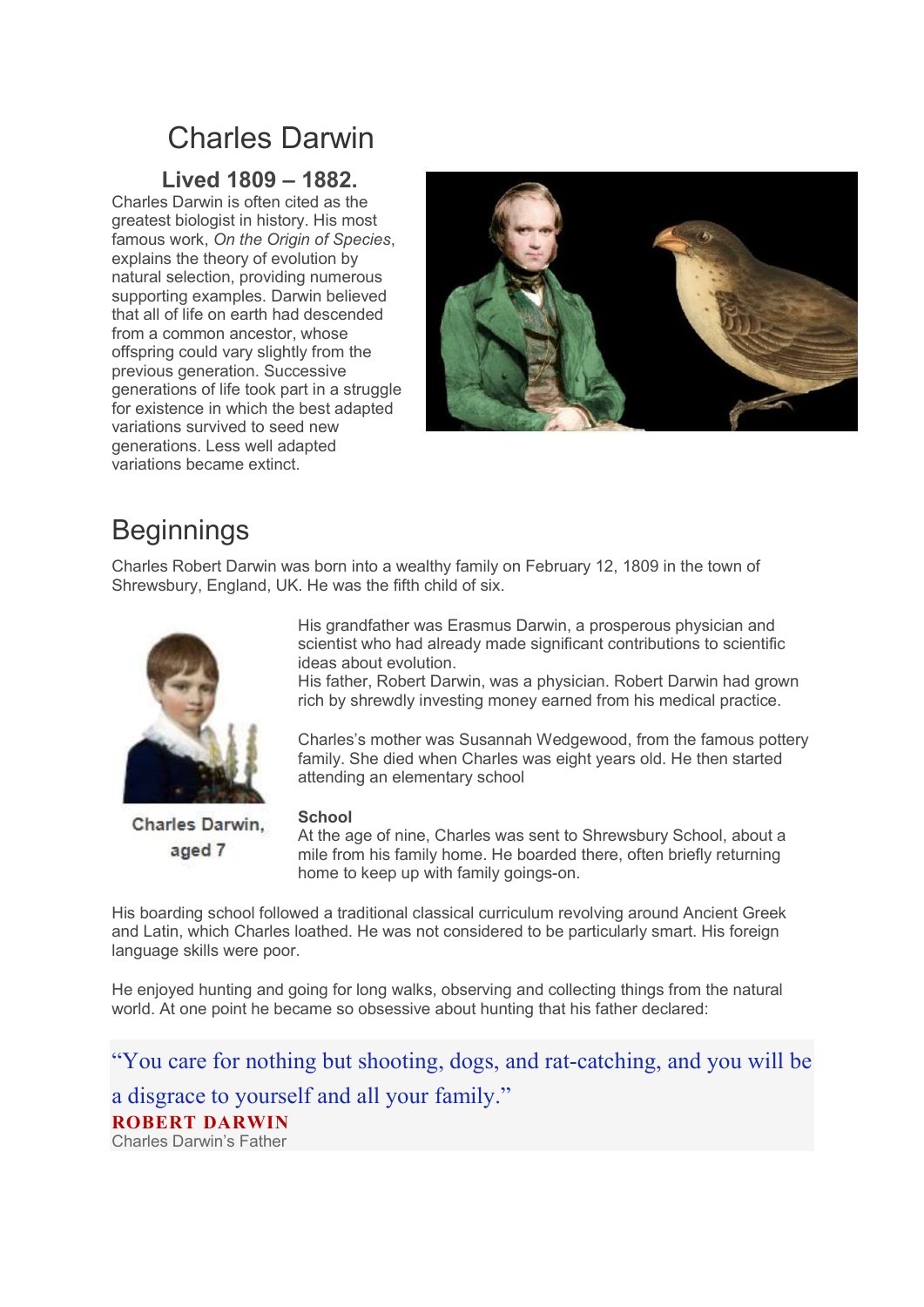# Charles Darwin

### Lived 1809 – 1882.

Charles Darwin is often cited as the greatest biologist in history. His most famous work, *On the Origin of Species*, explains the theory of evolution by natural selection, providing numerous supporting examples. Darwin believed that all of life on earth had descended from a common ancestor, whose offspring could vary slightly from the previous generation. Successive generations of life took part in a struggle for existence in which the best adapted variations survived to seed new generations. Less well adapted variations became extinct.

## Beginnings

Charles Robert Darwin was born into a wealthy family on February 12, 1809 in the town of Shrewsbury, England, UK. He was the fifth child of six.

Charles Darwin, aged 7

His grandfather was Erasmus Darwin, a prosperous physician and scientist who had already made significant contributions to scientific ideas about evolution.
His father, Robert Darwin, was a physician. Robert Darwin had grown rich by shrewdly investing money earned from his medical practice.

Charles's mother was Susannah Wedgewood, from the famous pottery family. She died when Charles was eight years old. He then started attending an elementary school

**School**
At the age of nine, Charles was sent to Shrewsbury School, about a mile from his family home. He boarded there, often briefly returning home to keep up with family goings-on.

His boarding school followed a traditional classical curriculum revolving around Ancient Greek and Latin, which Charles loathed. He was not considered to be particularly smart. His foreign language skills were poor.

He enjoyed hunting and going for long walks, observing and collecting things from the natural world. At one point he became so obsessive about hunting that his father declared:

> "You care for nothing but shooting, dogs, and rat-catching, and you will be a disgrace to yourself and all your family."
> **ROBERT DARWIN**
> Charles Darwin's Father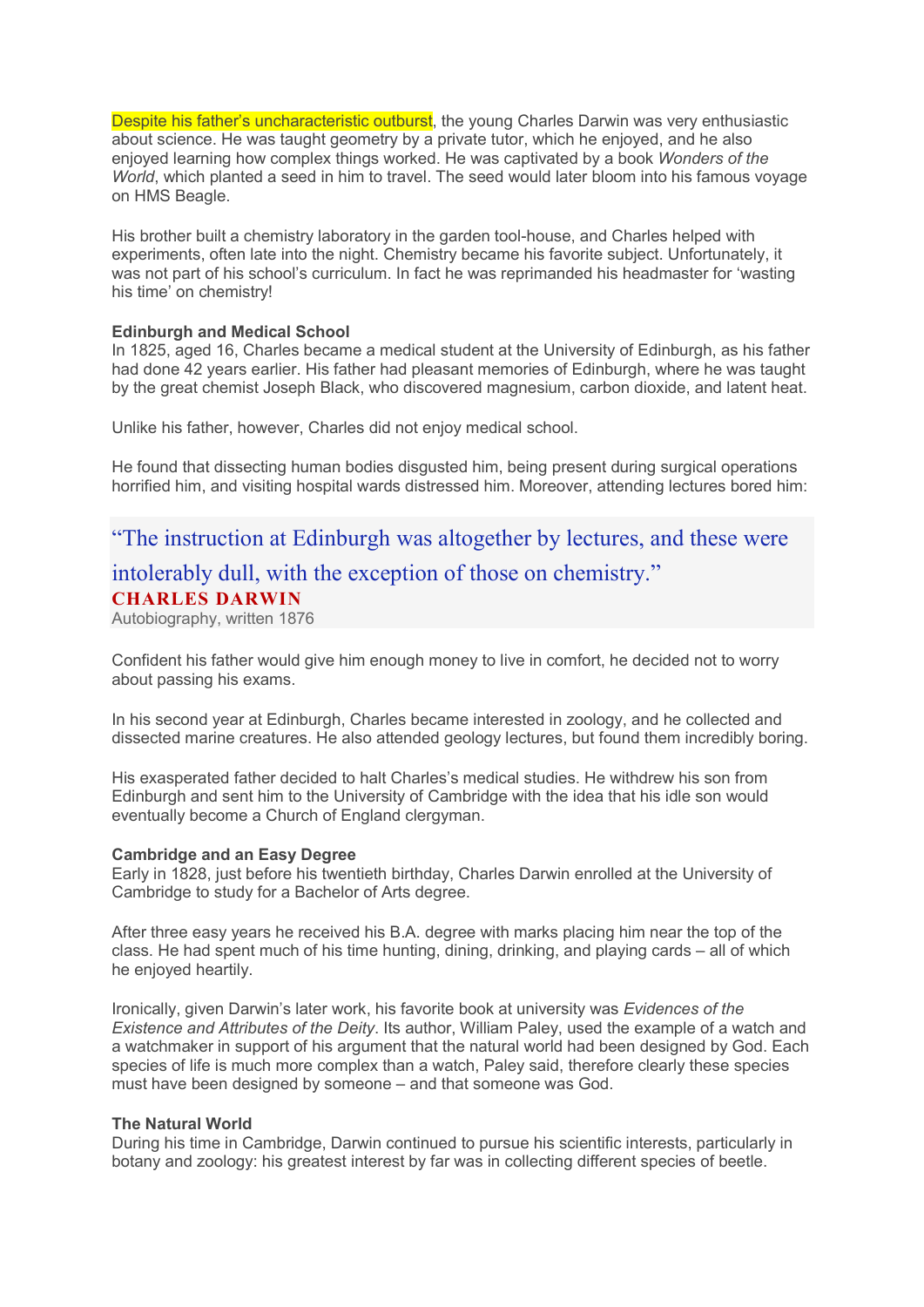Despite his father's uncharacteristic outburst, the young Charles Darwin was very enthusiastic about science. He was taught geometry by a private tutor, which he enjoyed, and he also enjoyed learning how complex things worked. He was captivated by a book *Wonders of the World*, which planted a seed in him to travel. The seed would later bloom into his famous voyage on HMS Beagle.

His brother built a chemistry laboratory in the garden tool-house, and Charles helped with experiments, often late into the night. Chemistry became his favorite subject. Unfortunately, it was not part of his school's curriculum. In fact he was reprimanded his headmaster for 'wasting his time' on chemistry!

**Edinburgh and Medical School**

In 1825, aged 16, Charles became a medical student at the University of Edinburgh, as his father had done 42 years earlier. His father had pleasant memories of Edinburgh, where he was taught by the great chemist Joseph Black, who discovered magnesium, carbon dioxide, and latent heat.

Unlike his father, however, Charles did not enjoy medical school.

He found that dissecting human bodies disgusted him, being present during surgical operations horrified him, and visiting hospital wards distressed him. Moreover, attending lectures bored him:

> "The instruction at Edinburgh was altogether by lectures, and these were intolerably dull, with the exception of those on chemistry."
>
> **CHARLES DARWIN**
>
> Autobiography, written 1876

Confident his father would give him enough money to live in comfort, he decided not to worry about passing his exams.

In his second year at Edinburgh, Charles became interested in zoology, and he collected and dissected marine creatures. He also attended geology lectures, but found them incredibly boring.

His exasperated father decided to halt Charles's medical studies. He withdrew his son from Edinburgh and sent him to the University of Cambridge with the idea that his idle son would eventually become a Church of England clergyman.

**Cambridge and an Easy Degree**

Early in 1828, just before his twentieth birthday, Charles Darwin enrolled at the University of Cambridge to study for a Bachelor of Arts degree.

After three easy years he received his B.A. degree with marks placing him near the top of the class. He had spent much of his time hunting, dining, drinking, and playing cards – all of which he enjoyed heartily.

Ironically, given Darwin's later work, his favorite book at university was *Evidences of the Existence and Attributes of the Deity*. Its author, William Paley, used the example of a watch and a watchmaker in support of his argument that the natural world had been designed by God. Each species of life is much more complex than a watch, Paley said, therefore clearly these species must have been designed by someone – and that someone was God.

**The Natural World**

During his time in Cambridge, Darwin continued to pursue his scientific interests, particularly in botany and zoology: his greatest interest by far was in collecting different species of beetle.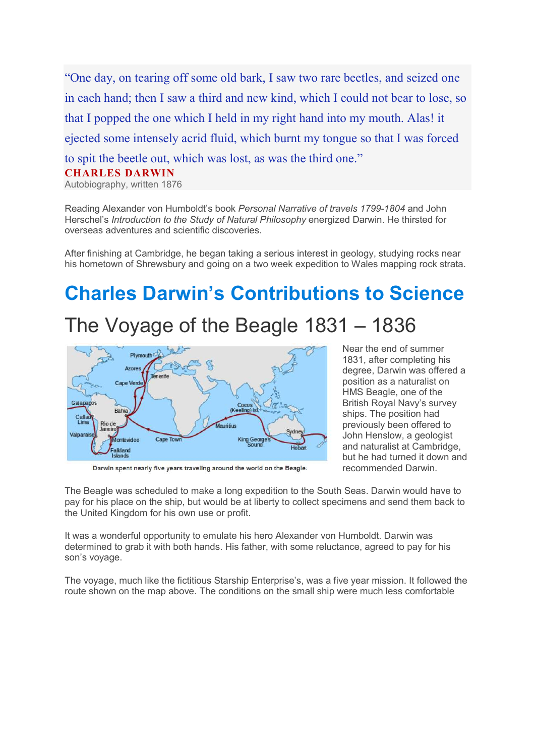> "One day, on tearing off some old bark, I saw two rare beetles, and seized one in each hand; then I saw a third and new kind, which I could not bear to lose, so that I popped the one which I held in my right hand into my mouth. Alas! it ejected some intensely acrid fluid, which burnt my tongue so that I was forced to spit the beetle out, which was lost, as was the third one."
>
> **CHARLES DARWIN**
> Autobiography, written 1876

Reading Alexander von Humboldt's book *Personal Narrative of travels 1799-1804* and John Herschel's *Introduction to the Study of Natural Philosophy* energized Darwin. He thirsted for overseas adventures and scientific discoveries.

After finishing at Cambridge, he began taking a serious interest in geology, studying rocks near his hometown of Shrewsbury and going on a two week expedition to Wales mapping rock strata.

# Charles Darwin's Contributions to Science

## The Voyage of the Beagle 1831 – 1836

Darwin spent nearly five years traveling around the world on the Beagle.

Near the end of summer 1831, after completing his degree, Darwin was offered a position as a naturalist on HMS Beagle, one of the British Royal Navy's survey ships. The position had previously been offered to John Henslow, a geologist and naturalist at Cambridge, but he had turned it down and recommended Darwin.

The Beagle was scheduled to make a long expedition to the South Seas. Darwin would have to pay for his place on the ship, but would be at liberty to collect specimens and send them back to the United Kingdom for his own use or profit.

It was a wonderful opportunity to emulate his hero Alexander von Humboldt. Darwin was determined to grab it with both hands. His father, with some reluctance, agreed to pay for his son's voyage.

The voyage, much like the fictitious Starship Enterprise's, was a five year mission. It followed the route shown on the map above. The conditions on the small ship were much less comfortable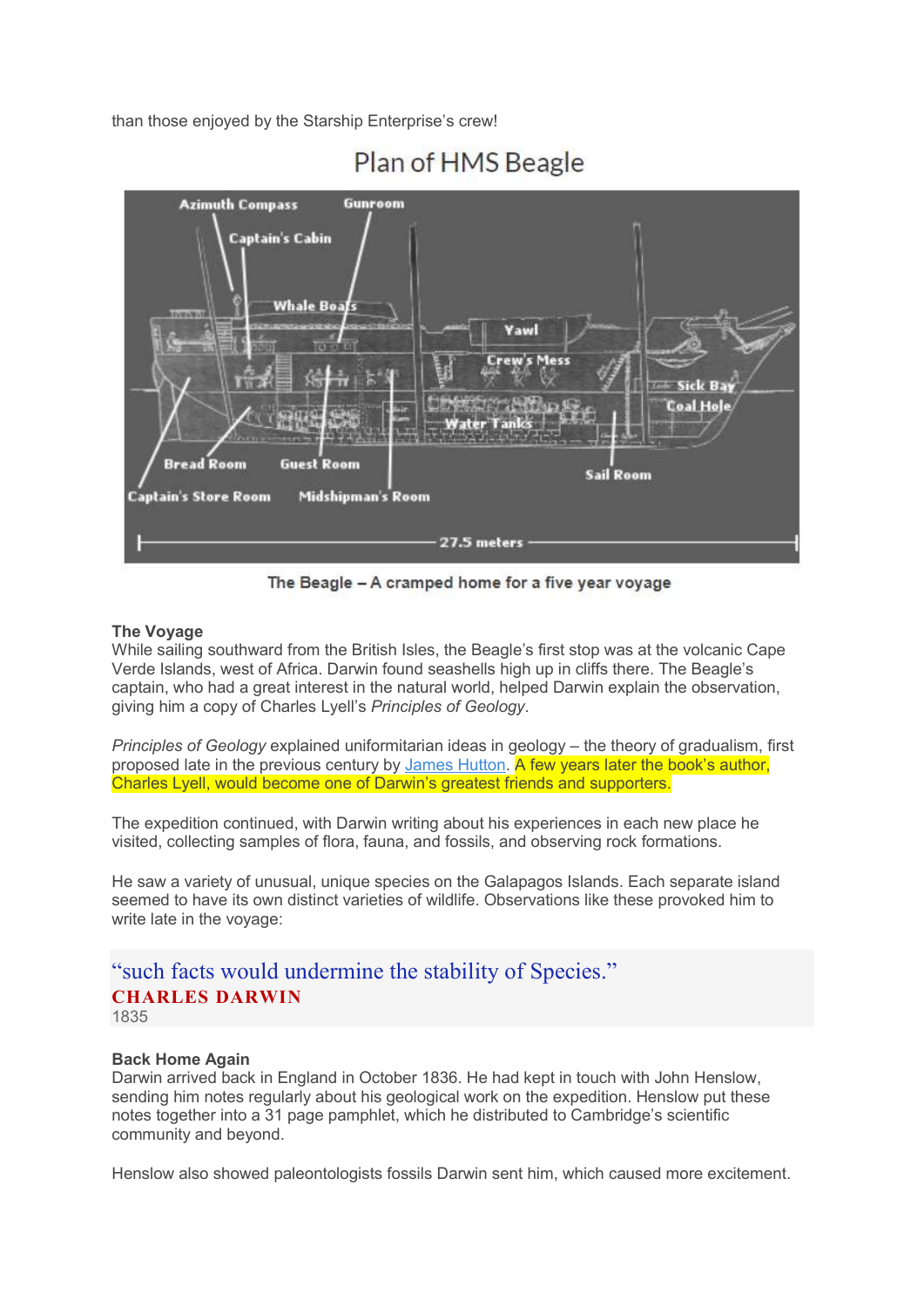than those enjoyed by the Starship Enterprise's crew!

Plan of HMS Beagle

Azimuth Compass

Gunroom

Captain's Cabin

Whale Boats

Yawl

Crew's Mess

Sick Bay

Coal Hole

Water Tanks

Bread Room

Guest Room

Sail Room

Captain's Store Room

Midshipman's Room

27.5 meters

The Beagle – A cramped home for a five year voyage

**The Voyage**
While sailing southward from the British Isles, the Beagle's first stop was at the volcanic Cape Verde Islands, west of Africa. Darwin found seashells high up in cliffs there. The Beagle's captain, who had a great interest in the natural world, helped Darwin explain the observation, giving him a copy of Charles Lyell's *Principles of Geology*.

*Principles of Geology* explained uniformitarian ideas in geology – the theory of gradualism, first proposed late in the previous century by James Hutton. A few years later the book's author, Charles Lyell, would become one of Darwin's greatest friends and supporters.

The expedition continued, with Darwin writing about his experiences in each new place he visited, collecting samples of flora, fauna, and fossils, and observing rock formations.

He saw a variety of unusual, unique species on the Galapagos Islands. Each separate island seemed to have its own distinct varieties of wildlife. Observations like these provoked him to write late in the voyage:

> "such facts would undermine the stability of Species."
> **CHARLES DARWIN**
> 1835

**Back Home Again**
Darwin arrived back in England in October 1836. He had kept in touch with John Henslow, sending him notes regularly about his geological work on the expedition. Henslow put these notes together into a 31 page pamphlet, which he distributed to Cambridge's scientific community and beyond.

Henslow also showed paleontologists fossils Darwin sent him, which caused more excitement.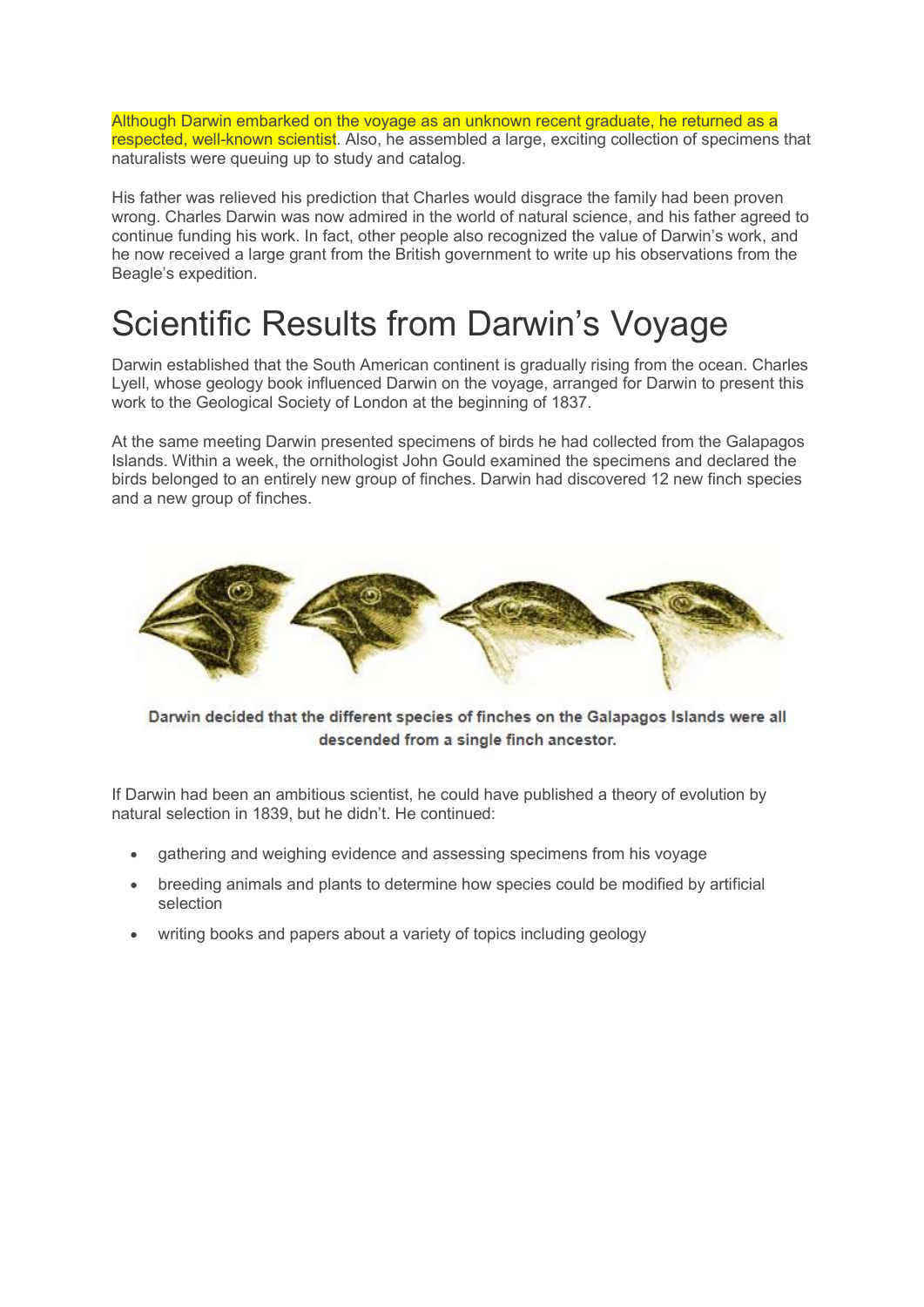Although Darwin embarked on the voyage as an unknown recent graduate, he returned as a respected, well-known scientist. Also, he assembled a large, exciting collection of specimens that naturalists were queuing up to study and catalog.

His father was relieved his prediction that Charles would disgrace the family had been proven wrong. Charles Darwin was now admired in the world of natural science, and his father agreed to continue funding his work. In fact, other people also recognized the value of Darwin's work, and he now received a large grant from the British government to write up his observations from the Beagle's expedition.

# Scientific Results from Darwin's Voyage

Darwin established that the South American continent is gradually rising from the ocean. Charles Lyell, whose geology book influenced Darwin on the voyage, arranged for Darwin to present this work to the Geological Society of London at the beginning of 1837.

At the same meeting Darwin presented specimens of birds he had collected from the Galapagos Islands. Within a week, the ornithologist John Gould examined the specimens and declared the birds belonged to an entirely new group of finches. Darwin had discovered 12 new finch species and a new group of finches.

**Darwin decided that the different species of finches on the Galapagos Islands were all descended from a single finch ancestor.**

If Darwin had been an ambitious scientist, he could have published a theory of evolution by natural selection in 1839, but he didn't. He continued:

- gathering and weighing evidence and assessing specimens from his voyage
- breeding animals and plants to determine how species could be modified by artificial selection
- writing books and papers about a variety of topics including geology